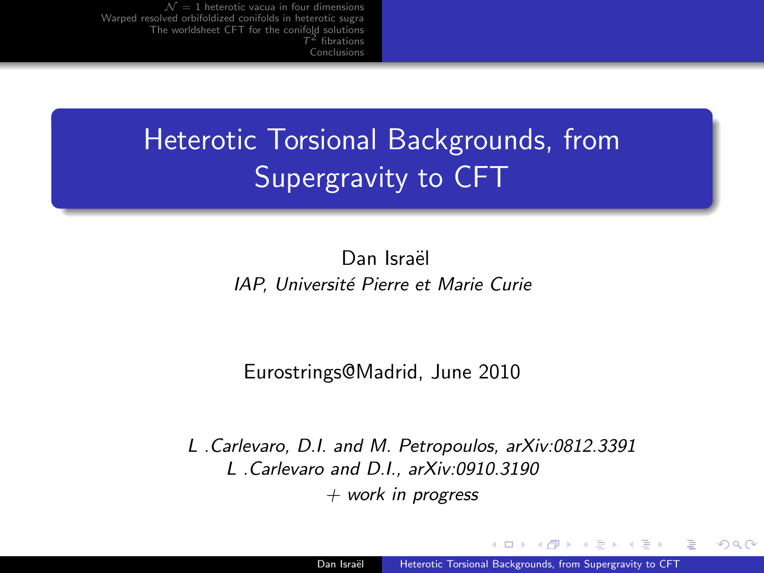# Heterotic Torsional Backgrounds, from Supergravity to CFT

Dan Israël

*IAP, Université Pierre et Marie Curie*

Eurostrings@Madrid, June 2010

*L .Carlevaro, D.I. and M. Petropoulos, arXiv:0812.3391*

*L .Carlevaro and D.I., arXiv:0910.3190*

*+ work in progress*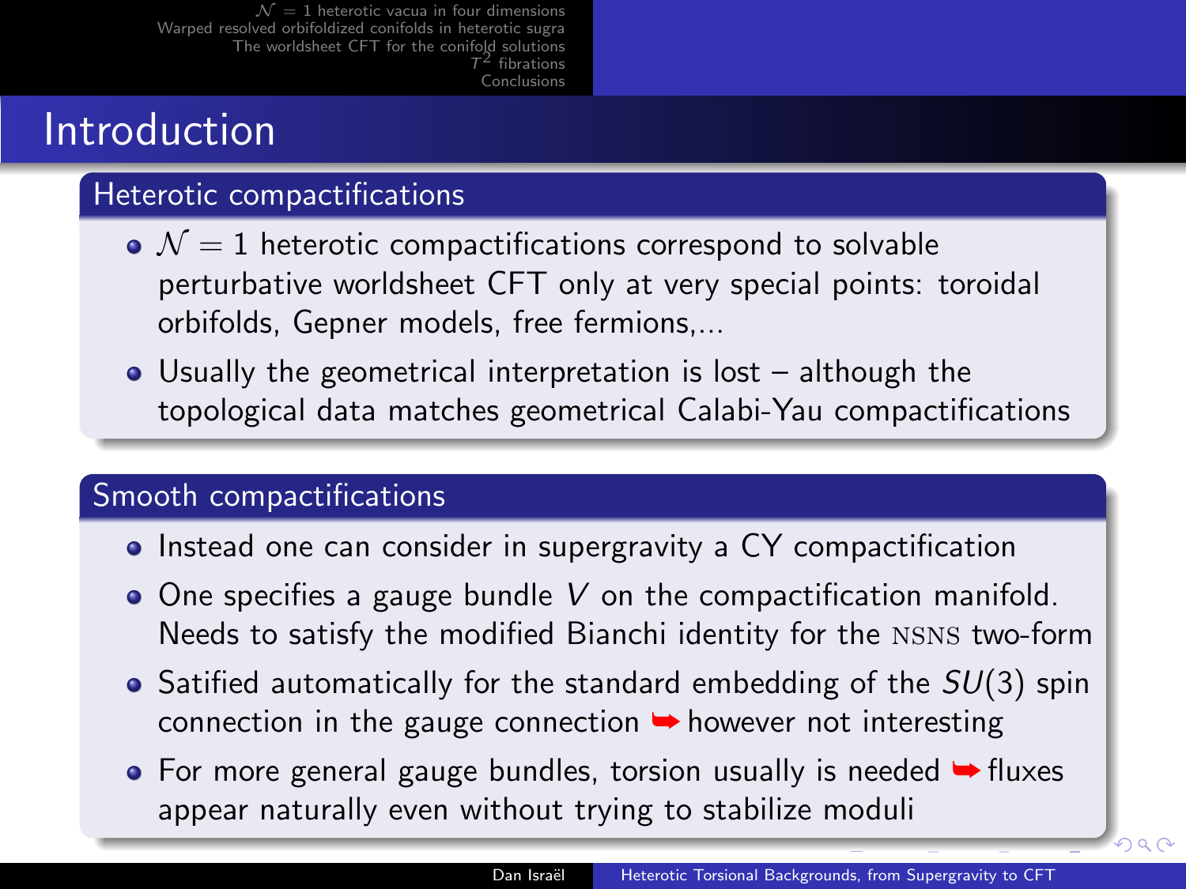# Introduction

## Heterotic compactifications

- $\mathcal{N} = 1$ heterotic compactifications correspond to solvable perturbative worldsheet CFT only at very special points: toroidal orbifolds, Gepner models, free fermions,...
- Usually the geometrical interpretation is lost – although the topological data matches geometrical Calabi-Yau compactifications

## Smooth compactifications

- Instead one can consider in supergravity a CY compactification
- One specifies a gauge bundle $V$ on the compactification manifold. Needs to satisfy the modified Bianchi identity for the NSNS two-form
- Satified automatically for the standard embedding of the $SU(3)$ spin connection in the gauge connection ➥ however not interesting
- For more general gauge bundles, torsion usually is needed ➥ fluxes appear naturally even without trying to stabilize moduli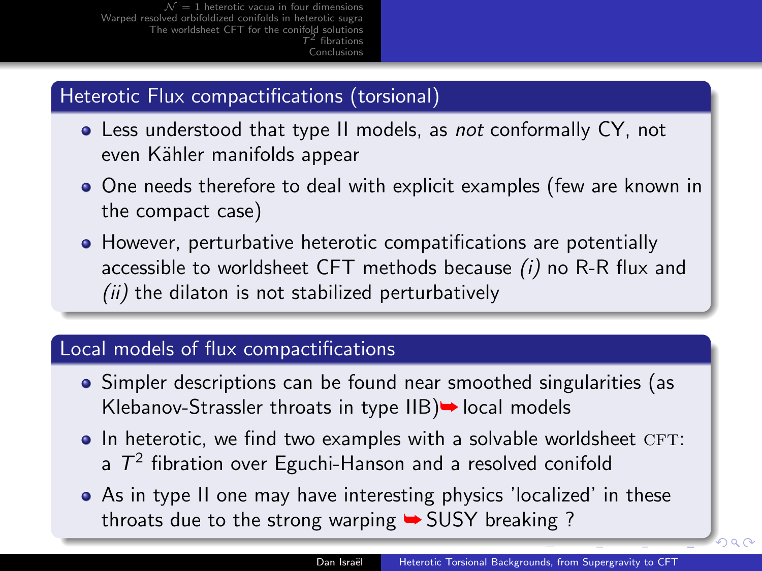## Heterotic Flux compactifications (torsional)

- Less understood that type II models, as *not* conformally CY, not even Kähler manifolds appear
- One needs therefore to deal with explicit examples (few are known in the compact case)
- However, perturbative heterotic compatifications are potentially accessible to worldsheet CFT methods because *(i)* no R-R flux and *(ii)* the dilaton is not stabilized perturbatively

## Local models of flux compactifications

- Simpler descriptions can be found near smoothed singularities (as Klebanov-Strassler throats in type IIB) ➥ local models
- In heterotic, we find two examples with a solvable worldsheet CFT: a $T^2$ fibration over Eguchi-Hanson and a resolved conifold
- As in type II one may have interesting physics 'localized' in these throats due to the strong warping ➥ SUSY breaking ?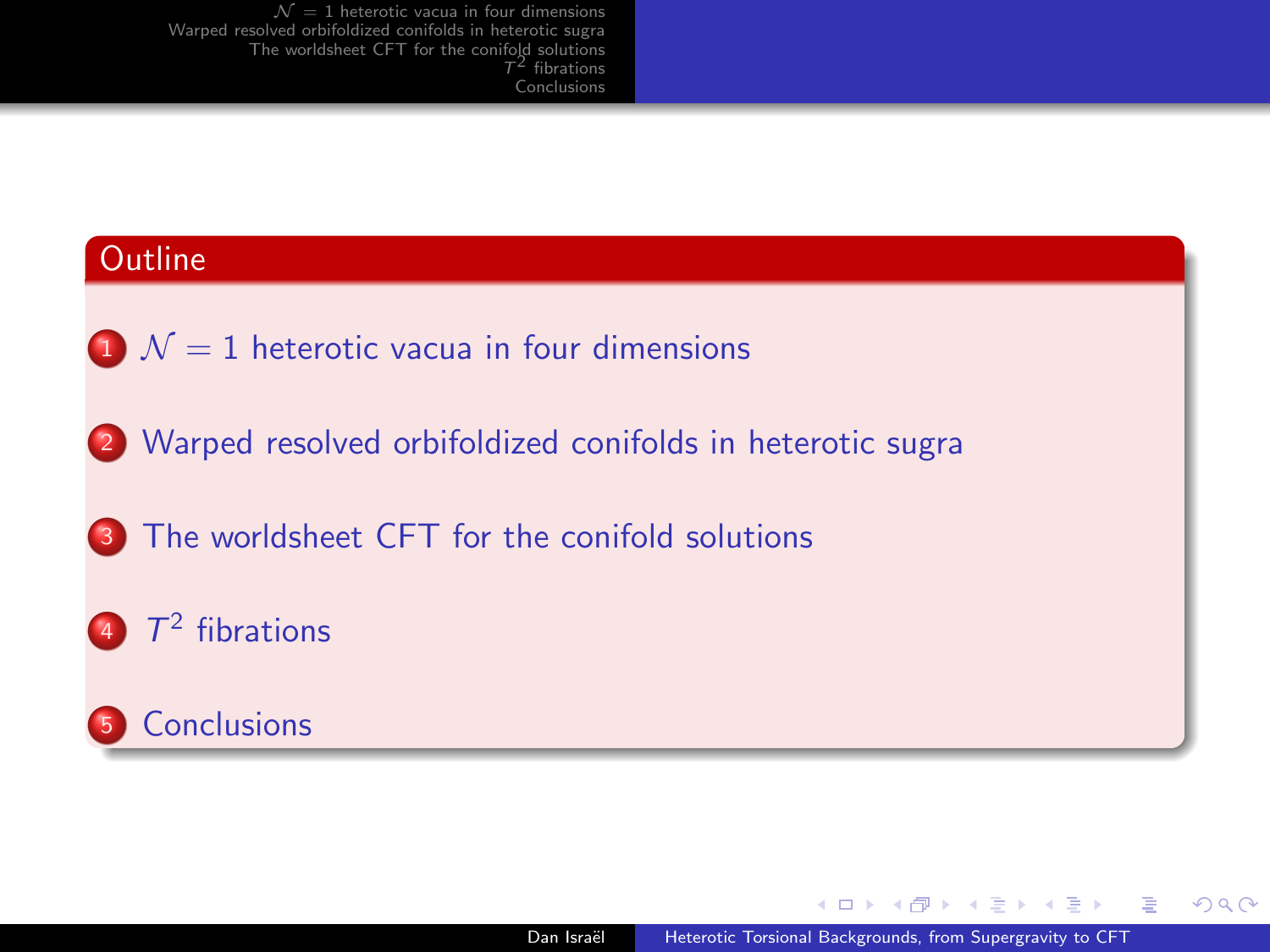## Outline

1. $\mathcal{N}=1$ heterotic vacua in four dimensions
2. Warped resolved orbifoldized conifolds in heterotic sugra
3. The worldsheet CFT for the conifold solutions
4. $T^2$ fibrations
5. Conclusions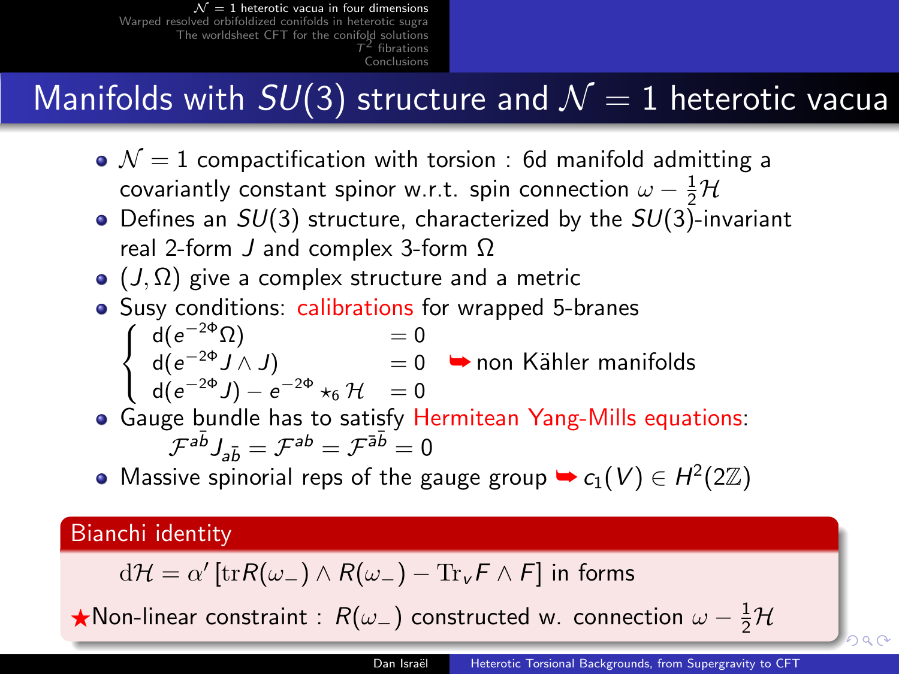# Manifolds with $SU(3)$ structure and $\mathcal{N} = 1$ heterotic vacua

- $\mathcal{N} = 1$ compactification with torsion : 6d manifold admitting a covariantly constant spinor w.r.t. spin connection $\omega - \frac{1}{2}\mathcal{H}$
- Defines an $SU(3)$ structure, characterized by the $SU(3)$-invariant real 2-form $J$ and complex 3-form $\Omega$
- $(J, \Omega)$ give a complex structure and a metric
- Susy conditions: calibrations for wrapped 5-branes

$$\begin{cases} \mathrm{d}(e^{-2\Phi}\Omega) & = 0 \\ \mathrm{d}(e^{-2\Phi} J \wedge J) & = 0 \\ \mathrm{d}(e^{-2\Phi} J) - e^{-2\Phi} \star_6 \mathcal{H} & = 0 \end{cases}$$

➥ non Kähler manifolds

- Gauge bundle has to satisfy Hermitean Yang-Mills equations:

$$\mathcal{F}^{a\bar{b}} J_{a\bar{b}} = \mathcal{F}^{ab} = \mathcal{F}^{\bar{a}\bar{b}} = 0$$

- Massive spinorial reps of the gauge group ➥ $c_1(V) \in H^2(2\mathbb{Z})$

**Bianchi identity**

$$\mathrm{d}\mathcal{H} = \alpha' \left[ \mathrm{tr} R(\omega_-) \wedge R(\omega_-) - \mathrm{Tr}_v F \wedge F \right] \text{ in forms}$$

★Non-linear constraint : $R(\omega_-)$ constructed w. connection $\omega - \frac{1}{2}\mathcal{H}$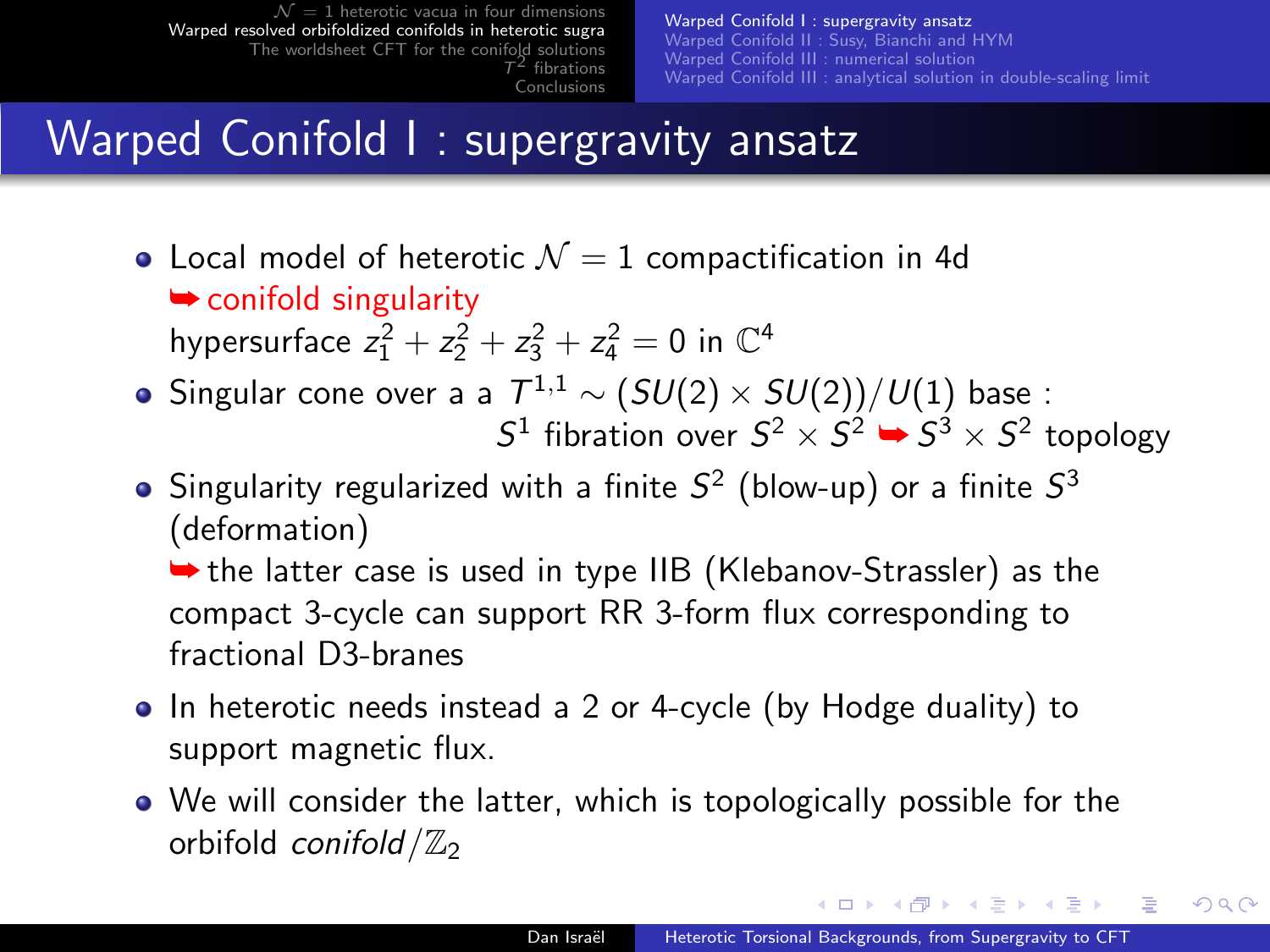# Warped Conifold I : supergravity ansatz

- Local model of heterotic $\mathcal{N}=1$ compactification in 4d
  ➥ conifold singularity
  hypersurface $z_1^2 + z_2^2 + z_3^2 + z_4^2 = 0$ in $\mathbb{C}^4$
- Singular cone over a a $T^{1,1} \sim (SU(2) \times SU(2))/U(1)$ base :
  $S^1$ fibration over $S^2 \times S^2$ ➥ $S^3 \times S^2$ topology
- Singularity regularized with a finite $S^2$ (blow-up) or a finite $S^3$ (deformation)
  ➥ the latter case is used in type IIB (Klebanov-Strassler) as the compact 3-cycle can support RR 3-form flux corresponding to fractional D3-branes
- In heterotic needs instead a 2 or 4-cycle (by Hodge duality) to support magnetic flux.
- We will consider the latter, which is topologically possible for the orbifold *conifold*$/\mathbb{Z}_2$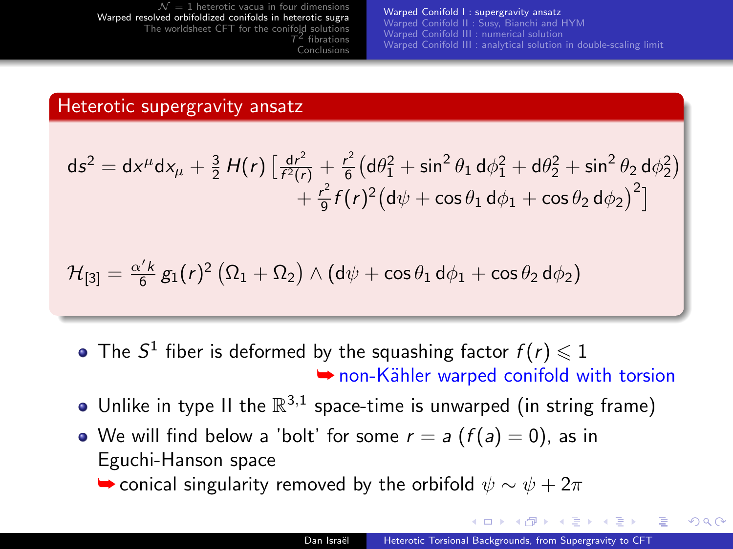## Heterotic supergravity ansatz

$$\mathrm{d}s^2 = \mathrm{d}x^\mu \mathrm{d}x_\mu + \tfrac{3}{2}\, H(r) \left[\tfrac{\mathrm{d}r^2}{f^2(r)} + \tfrac{r^2}{6}\left(\mathrm{d}\theta_1^2 + \sin^2\theta_1\, \mathrm{d}\phi_1^2 + \mathrm{d}\theta_2^2 + \sin^2\theta_2\, \mathrm{d}\phi_2^2\right) + \tfrac{r^2}{9} f(r)^2 \left(\mathrm{d}\psi + \cos\theta_1\, \mathrm{d}\phi_1 + \cos\theta_2\, \mathrm{d}\phi_2\right)^2\right]$$

$$\mathcal{H}_{[3]} = \tfrac{\alpha' k}{6}\, g_1(r)^2 \left(\Omega_1 + \Omega_2\right) \wedge \left(\mathrm{d}\psi + \cos\theta_1\, \mathrm{d}\phi_1 + \cos\theta_2\, \mathrm{d}\phi_2\right)$$

- The $S^1$ fiber is deformed by the squashing factor $f(r) \leqslant 1$
  ➥ non-Kähler warped conifold with torsion
- Unlike in type II the $\mathbb{R}^{3,1}$ space-time is unwarped (in string frame)
- We will find below a 'bolt' for some $r = a$ ($f(a) = 0$), as in Eguchi-Hanson space
  ➥ conical singularity removed by the orbifold $\psi \sim \psi + 2\pi$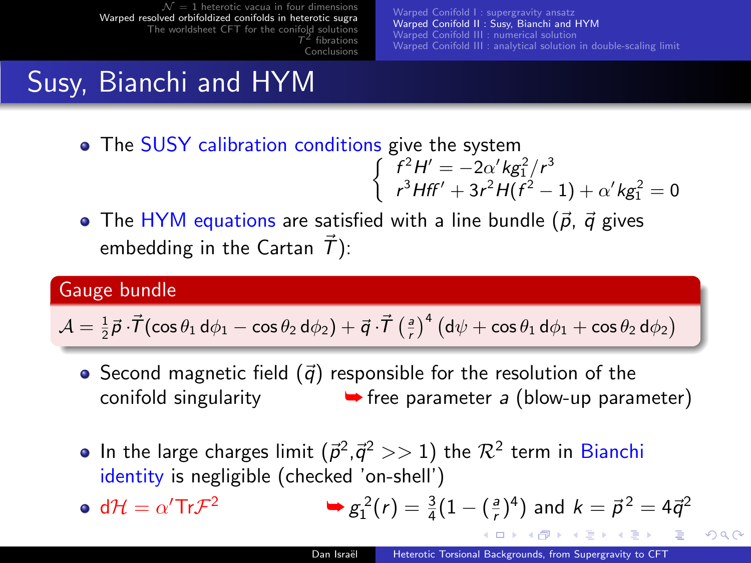# Susy, Bianchi and HYM

- The SUSY calibration conditions give the system
$$\begin{cases} f^2 H' = -2\alpha' k g_1^2 / r^3 \\ r^3 H f f' + 3r^2 H(f^2 - 1) + \alpha' k g_1^2 = 0 \end{cases}$$
- The HYM equations are satisfied with a line bundle ($\vec{p}$, $\vec{q}$ gives embedding in the Cartan $\vec{T}$):

**Gauge bundle**

$$\mathcal{A} = \frac{1}{2}\vec{p}\cdot\vec{T}(\cos\theta_1\, \mathrm{d}\phi_1 - \cos\theta_2\, \mathrm{d}\phi_2) + \vec{q}\cdot\vec{T}\left(\frac{a}{r}\right)^4 (\mathrm{d}\psi + \cos\theta_1\, \mathrm{d}\phi_1 + \cos\theta_2\, \mathrm{d}\phi_2)$$

- Second magnetic field ($\vec{q}$) responsible for the resolution of the conifold singularity ➥ free parameter $a$ (blow-up parameter)
- In the large charges limit ($\vec{p}^2$,$\vec{q}^2 >> 1$) the $\mathcal{R}^2$ term in Bianchi identity is negligible (checked 'on-shell')
- $\mathrm{d}\mathcal{H} = \alpha' \mathrm{Tr}\mathcal{F}^2$ ➥ $g_1{}^2(r) = \frac{3}{4}(1 - (\frac{a}{r})^4)$ and $k = \vec{p}^{\,2} = 4\vec{q}^2$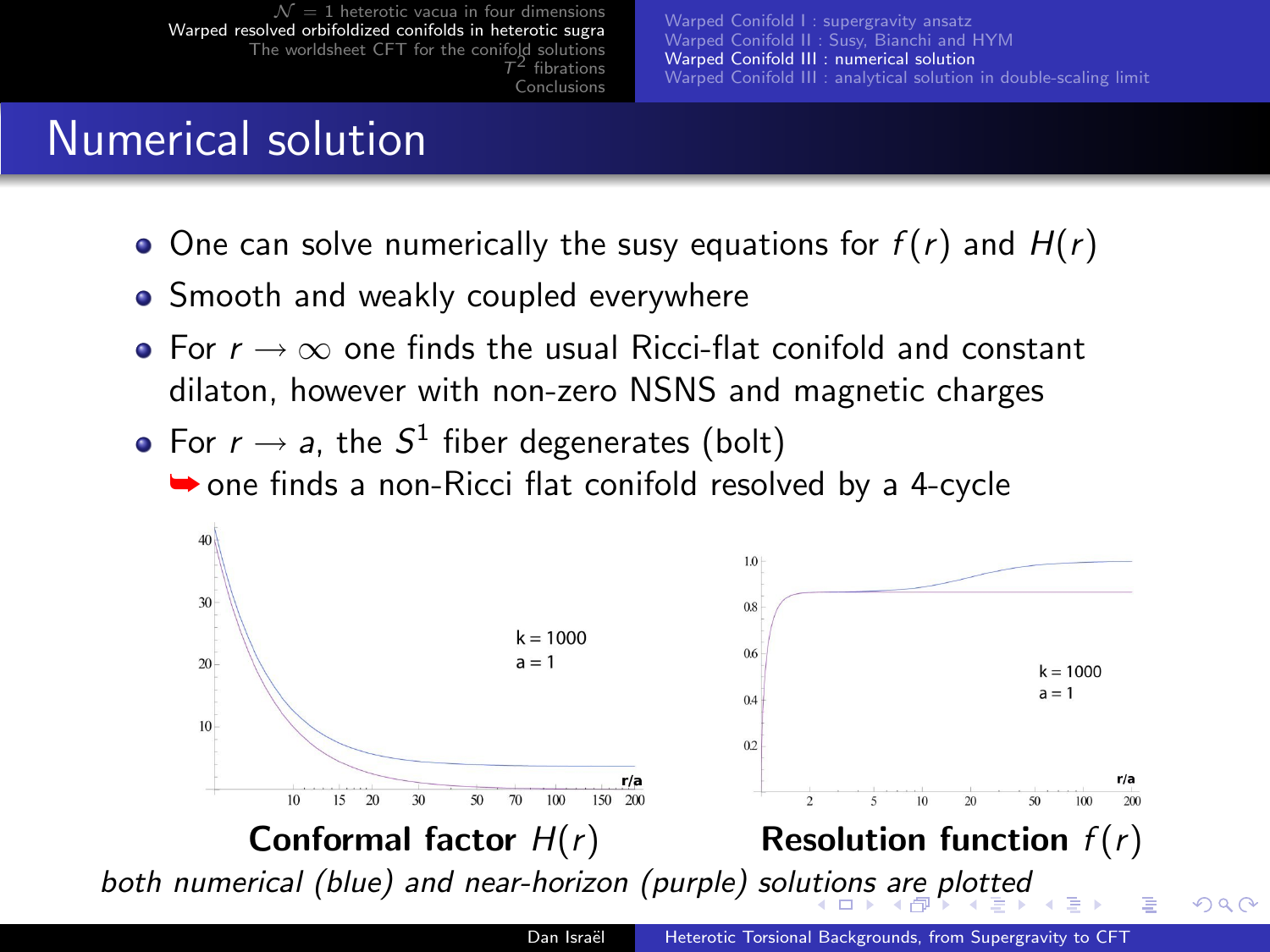# Numerical solution

- One can solve numerically the susy equations for $f(r)$ and $H(r)$
- Smooth and weakly coupled everywhere
- For $r \to \infty$ one finds the usual Ricci-flat conifold and constant dilaton, however with non-zero NSNS and magnetic charges
- For $r \to a$, the $S^1$ fiber degenerates (bolt)
  ➥ one finds a non-Ricci flat conifold resolved by a 4-cycle

**Conformal factor $H(r)$** **Resolution function $f(r)$**

*both numerical (blue) and near-horizon (purple) solutions are plotted*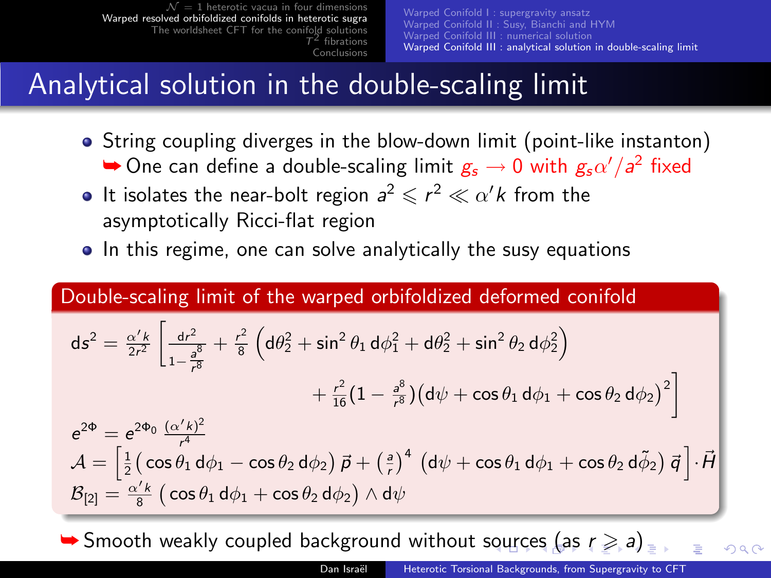# Analytical solution in the double-scaling limit

- String coupling diverges in the blow-down limit (point-like instanton)
  ➥ One can define a double-scaling limit $g_s \to 0$ with $g_s\alpha'/a^2$ fixed
- It isolates the near-bolt region $a^2 \leqslant r^2 \ll \alpha' k$ from the asymptotically Ricci-flat region
- In this regime, one can solve analytically the susy equations

**Double-scaling limit of the warped orbifoldized deformed conifold**

$$\mathrm{d}s^2 = \frac{\alpha' k}{2r^2}\left[\frac{\mathrm{d}r^2}{1-\frac{a^8}{r^8}} + \frac{r^2}{8}\left(\mathrm{d}\theta_2^2 + \sin^2\theta_1\,\mathrm{d}\phi_1^2 + \mathrm{d}\theta_2^2 + \sin^2\theta_2\,\mathrm{d}\phi_2^2\right) + \frac{r^2}{16}\left(1-\frac{a^8}{r^8}\right)\left(\mathrm{d}\psi + \cos\theta_1\,\mathrm{d}\phi_1 + \cos\theta_2\,\mathrm{d}\phi_2\right)^2\right]$$

$$e^{2\Phi} = e^{2\Phi_0}\,\frac{(\alpha' k)^2}{r^4}$$

$$\mathcal{A} = \left[\frac{1}{2}\left(\cos\theta_1\,\mathrm{d}\phi_1 - \cos\theta_2\,\mathrm{d}\phi_2\right)\vec{p} + \left(\frac{a}{r}\right)^4\left(\mathrm{d}\psi + \cos\theta_1\,\mathrm{d}\phi_1 + \cos\theta_2\,\mathrm{d}\tilde{\phi}_2\right)\vec{q}\right]\cdot\vec{H}$$

$$\mathcal{B}_{[2]} = \frac{\alpha' k}{8}\left(\cos\theta_1\,\mathrm{d}\phi_1 + \cos\theta_2\,\mathrm{d}\phi_2\right)\wedge\mathrm{d}\psi$$

➥ Smooth weakly coupled background without sources (as $r \geqslant a$)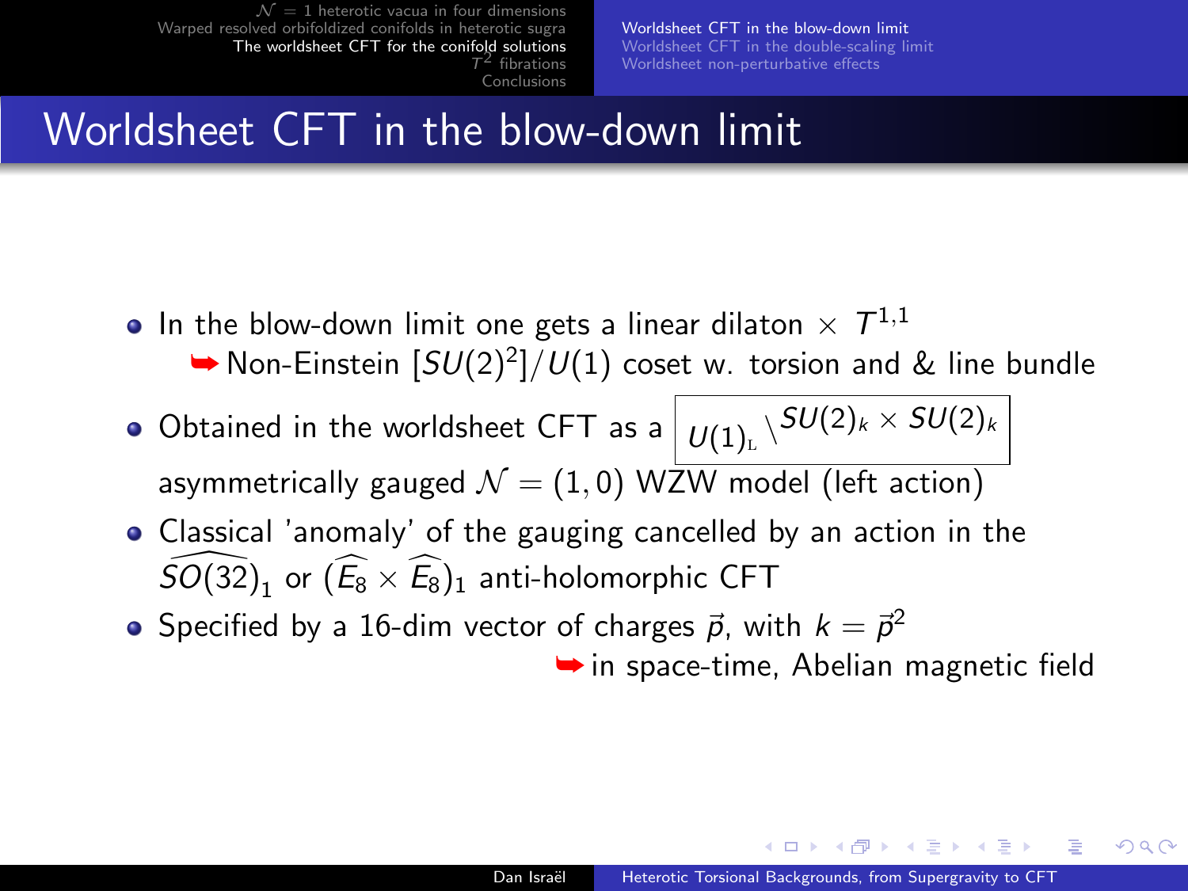# Worldsheet CFT in the blow-down limit

- In the blow-down limit one gets a linear dilaton $\times$ $T^{1,1}$
  - ➥ Non-Einstein $[SU(2)^2]/U(1)$ coset w. torsion and & line bundle
- Obtained in the worldsheet CFT as a $\boxed{{}_{U(1)_{\text{L}}}\backslash^{SU(2)_k \times SU(2)_k}}$ asymmetrically gauged $\mathcal{N} = (1,0)$ WZW model (left action)
- Classical 'anomaly' of the gauging cancelled by an action in the $\widehat{SO(32)}_1$ or $(\widehat{E_8} \times \widehat{E_8})_1$ anti-holomorphic CFT
- Specified by a 16-dim vector of charges $\vec{p}$, with $k = \vec{p}^2$
  - ➥ in space-time, Abelian magnetic field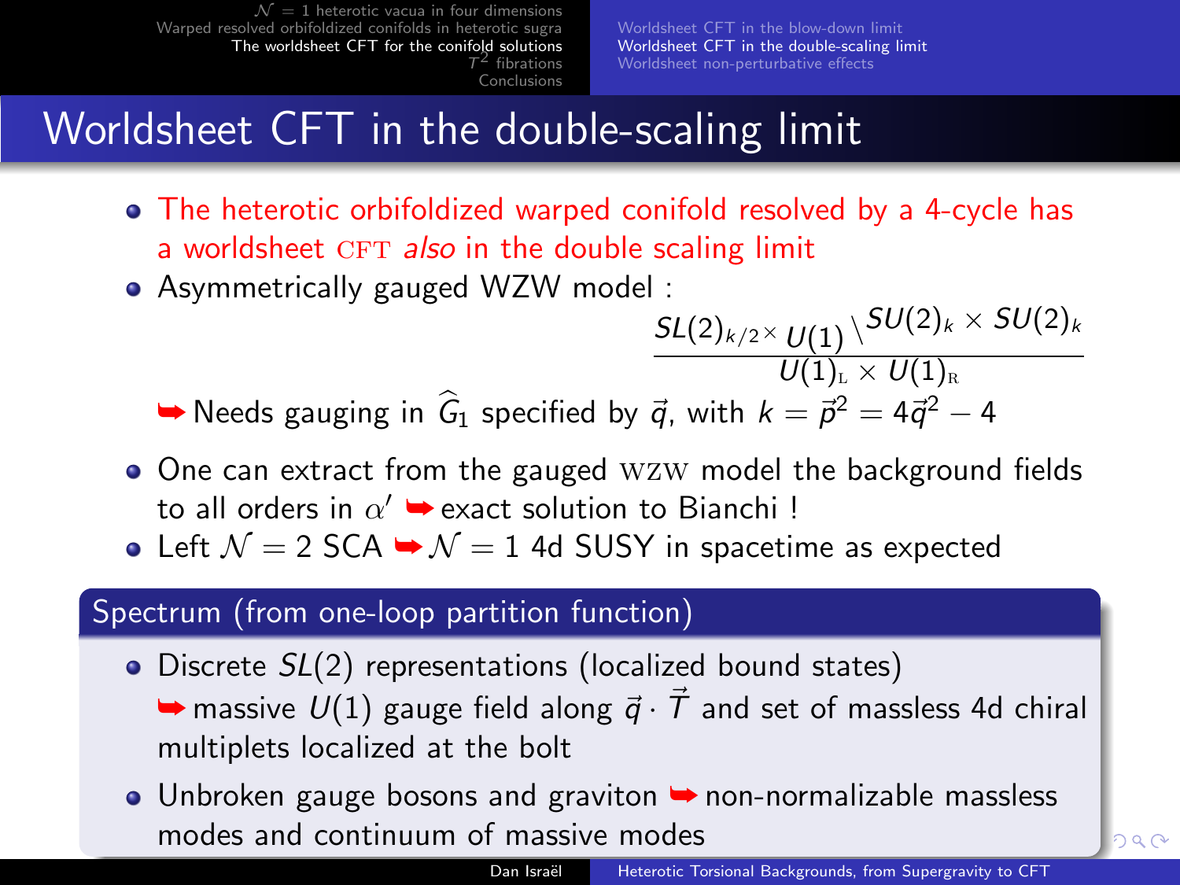# Worldsheet CFT in the double-scaling limit

- The heterotic orbifoldized warped conifold resolved by a 4-cycle has a worldsheet CFT *also* in the double scaling limit
- Asymmetrically gauged WZW model :

$$\frac{SL(2)_{k/2} \times U(1) \backslash SU(2)_k \times SU(2)_k}{U(1)_{\rm L} \times U(1)_{\rm R}}$$

➥ Needs gauging in $\widehat{G}_1$ specified by $\vec{q}$, with $k = \vec{p}^2 = 4\vec{q}^2 - 4$

- One can extract from the gauged WZW model the background fields to all orders in $\alpha'$ ➥ exact solution to Bianchi !
- Left $\mathcal{N} = 2$ SCA ➥ $\mathcal{N} = 1$ 4d SUSY in spacetime as expected

## Spectrum (from one-loop partition function)

- Discrete $SL(2)$ representations (localized bound states)
  ➥ massive $U(1)$ gauge field along $\vec{q} \cdot \vec{T}$ and set of massless 4d chiral multiplets localized at the bolt
- Unbroken gauge bosons and graviton ➥ non-normalizable massless modes and continuum of massive modes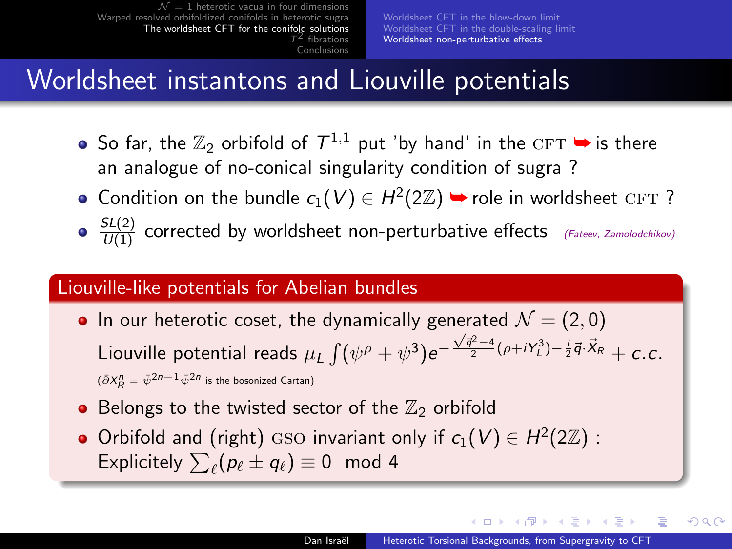# Worldsheet instantons and Liouville potentials

- So far, the $\mathbb{Z}_2$ orbifold of $T^{1,1}$ put 'by hand' in the CFT ➥ is there an analogue of no-conical singularity condition of sugra ?
- Condition on the bundle $c_1(V) \in H^2(2\mathbb{Z})$ ➥ role in worldsheet CFT ?
- $\frac{SL(2)}{U(1)}$ corrected by worldsheet non-perturbative effects *(Fateev, Zamolodchikov)*

## Liouville-like potentials for Abelian bundles

- In our heterotic coset, the dynamically generated $\mathcal{N} = (2,0)$ Liouville potential reads $\mu_L \int (\psi^\rho + \psi^3) e^{-\frac{\sqrt{\vec{q}^2 - 4}}{2}(\rho + iY_L^3) - \frac{i}{2}\vec{q}\cdot\vec{X}_R} + c.c.$

  ($\bar{\partial} x_R^n = \bar{\psi}^{2n-1}\bar{\psi}^{2n}$ is the bosonized Cartan)
- Belongs to the twisted sector of the $\mathbb{Z}_2$ orbifold
- Orbifold and (right) GSO invariant only if $c_1(V) \in H^2(2\mathbb{Z})$ : Explicitely $\sum_\ell (p_\ell \pm q_\ell) \equiv 0 \mod 4$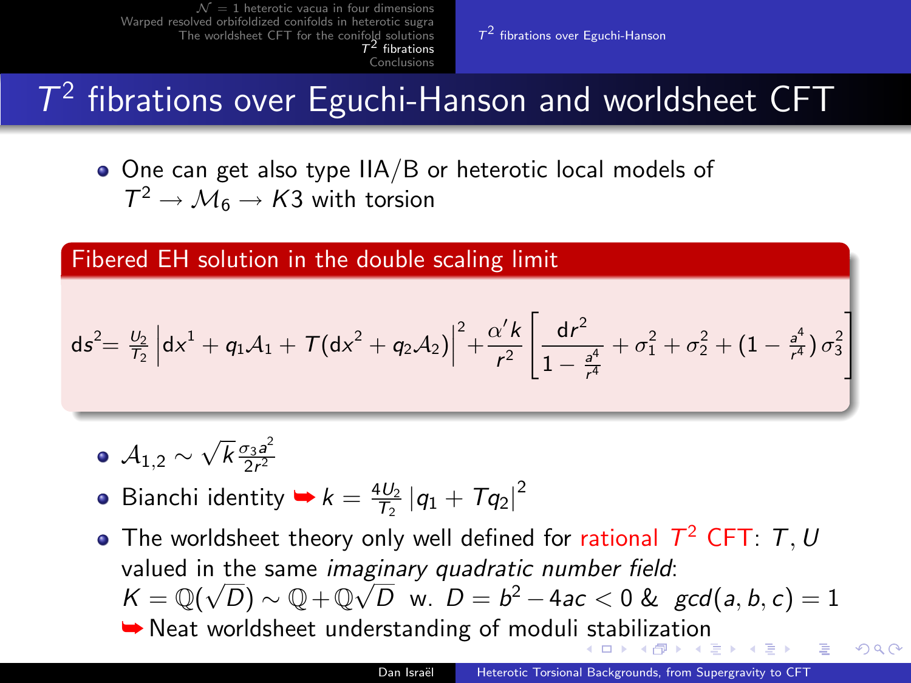# $T^2$ fibrations over Eguchi-Hanson and worldsheet CFT

- One can get also type IIA/B or heterotic local models of $T^2 \to \mathcal{M}_6 \to K3$ with torsion

**Fibered EH solution in the double scaling limit**

$$\mathrm{d}s^2 = \frac{U_2}{T_2}\left|\mathrm{d}x^1 + q_1\mathcal{A}_1 + T(\mathrm{d}x^2 + q_2\mathcal{A}_2)\right|^2 + \frac{\alpha' k}{r^2}\left[\frac{\mathrm{d}r^2}{1-\frac{a^4}{r^4}} + \sigma_1^2 + \sigma_2^2 + (1-\tfrac{a^4}{r^4})\,\sigma_3^2\right]$$

- $\mathcal{A}_{1,2} \sim \sqrt{k}\frac{\sigma_3 a^2}{2r^2}$
- Bianchi identity ➥ $k = \frac{4U_2}{T_2}\left|q_1 + Tq_2\right|^2$
- The worldsheet theory only well defined for rational $T^2$ CFT: $T, U$ valued in the same *imaginary quadratic number field*: $K = \mathbb{Q}(\sqrt{D}) \sim \mathbb{Q} + \mathbb{Q}\sqrt{D}$ w. $D = b^2 - 4ac < 0$ & $gcd(a,b,c) = 1$
  ➥ Neat worldsheet understanding of moduli stabilization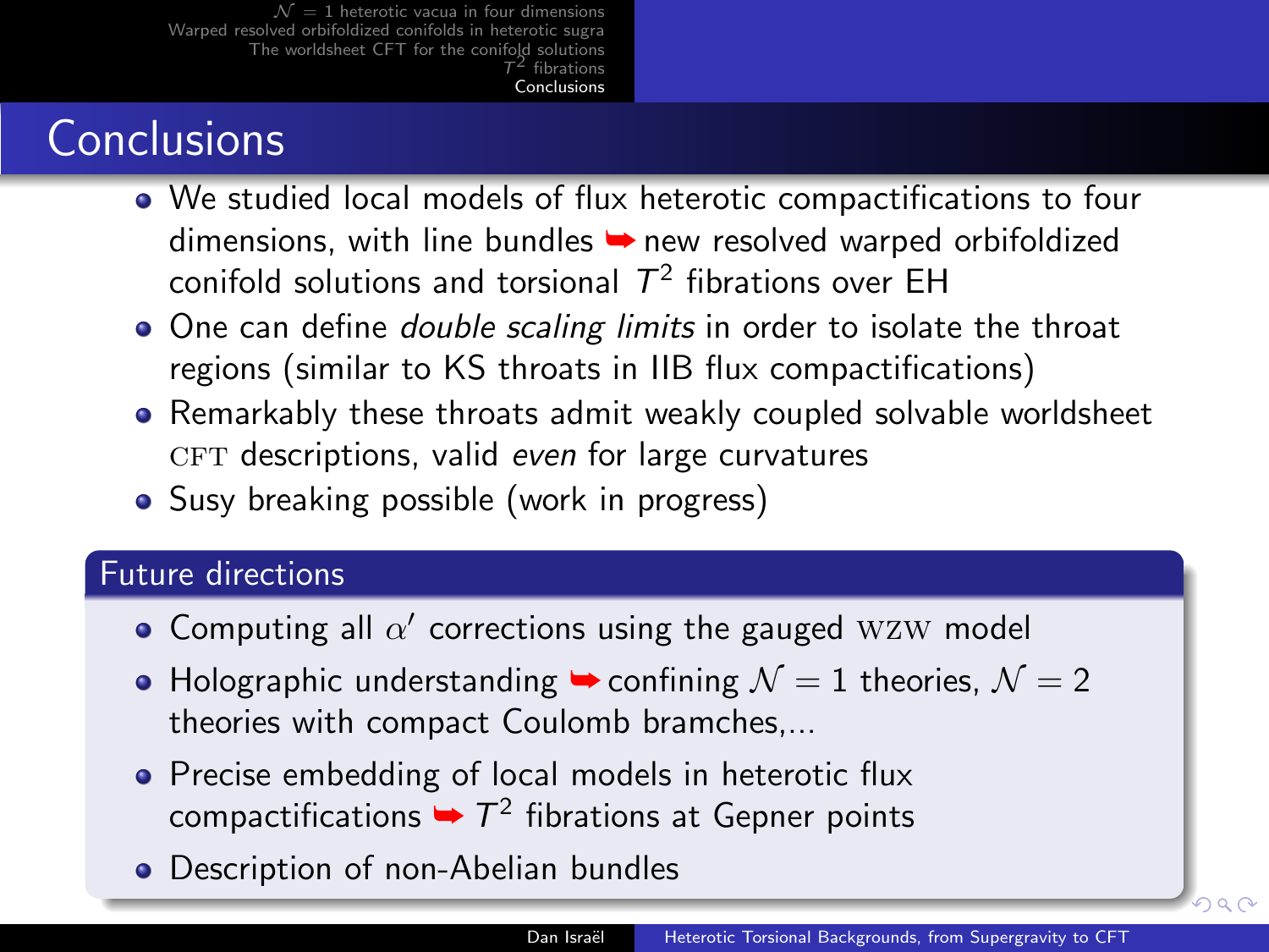# Conclusions

- We studied local models of flux heterotic compactifications to four dimensions, with line bundles ➥ new resolved warped orbifoldized conifold solutions and torsional $T^2$ fibrations over EH
- One can define *double scaling limits* in order to isolate the throat regions (similar to KS throats in IIB flux compactifications)
- Remarkably these throats admit weakly coupled solvable worldsheet CFT descriptions, valid *even* for large curvatures
- Susy breaking possible (work in progress)

## Future directions

- Computing all $\alpha'$ corrections using the gauged WZW model
- Holographic understanding ➥ confining $\mathcal{N} = 1$ theories, $\mathcal{N} = 2$ theories with compact Coulomb bramches,...
- Precise embedding of local models in heterotic flux compactifications ➥ $T^2$ fibrations at Gepner points
- Description of non-Abelian bundles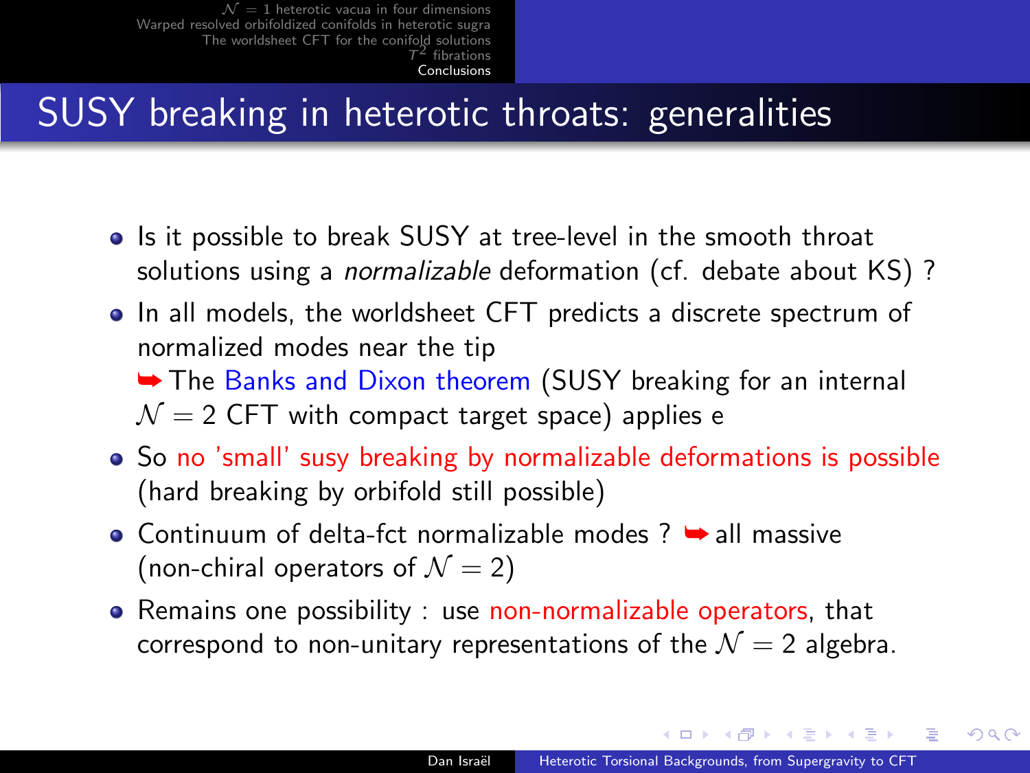## SUSY breaking in heterotic throats: generalities

- Is it possible to break SUSY at tree-level in the smooth throat solutions using a *normalizable* deformation (cf. debate about KS) ?
- In all models, the worldsheet CFT predicts a discrete spectrum of normalized modes near the tip
  ➥ The Banks and Dixon theorem (SUSY breaking for an internal $\mathcal{N} = 2$ CFT with compact target space) applies e
- So no 'small' susy breaking by normalizable deformations is possible (hard breaking by orbifold still possible)
- Continuum of delta-fct normalizable modes ? ➥ all massive (non-chiral operators of $\mathcal{N} = 2$)
- Remains one possibility : use non-normalizable operators, that correspond to non-unitary representations of the $\mathcal{N} = 2$ algebra.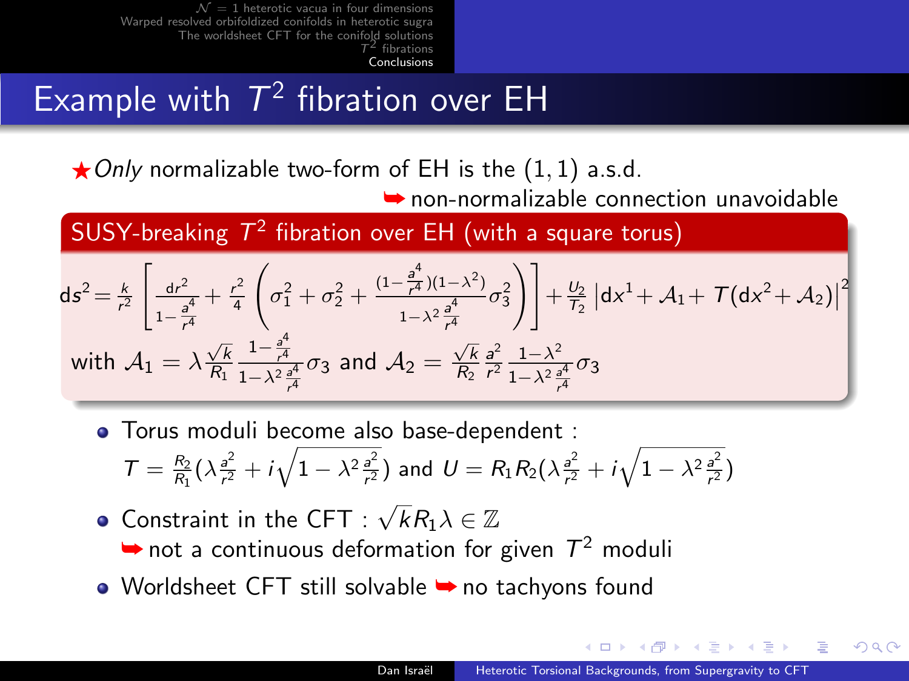# Example with $T^2$ fibration over EH

★*Only* normalizable two-form of EH is the $(1,1)$ a.s.d.

➥ non-normalizable connection unavoidable

**SUSY-breaking $T^2$ fibration over EH (with a square torus)**

$$ds^2 = \frac{k}{r^2}\left[\frac{dr^2}{1-\frac{a^4}{r^4}} + \frac{r^2}{4}\left(\sigma_1^2 + \sigma_2^2 + \frac{(1-\frac{a^4}{r^4})(1-\lambda^2)}{1-\lambda^2\frac{a^4}{r^4}}\sigma_3^2\right)\right] + \frac{U_2}{T_2}\left|dx^1 + \mathcal{A}_1 + T(dx^2 + \mathcal{A}_2)\right|^2$$

with $\mathcal{A}_1 = \lambda\frac{\sqrt{k}}{R_1}\frac{1-\frac{a^4}{r^4}}{1-\lambda^2\frac{a^4}{r^4}}\sigma_3$ and $\mathcal{A}_2 = \frac{\sqrt{k}}{R_2}\frac{a^2}{r^2}\frac{1-\lambda^2}{1-\lambda^2\frac{a^4}{r^4}}\sigma_3$

- Torus moduli become also base-dependent :
  $T = \frac{R_2}{R_1}(\lambda\frac{a^2}{r^2} + i\sqrt{1-\lambda^2\frac{a^2}{r^2}})$ and $U = R_1R_2(\lambda\frac{a^2}{r^2} + i\sqrt{1-\lambda^2\frac{a^2}{r^2}})$
- Constraint in the CFT : $\sqrt{k}R_1\lambda \in \mathbb{Z}$
  ➥ not a continuous deformation for given $T^2$ moduli
- Worldsheet CFT still solvable ➥ no tachyons found